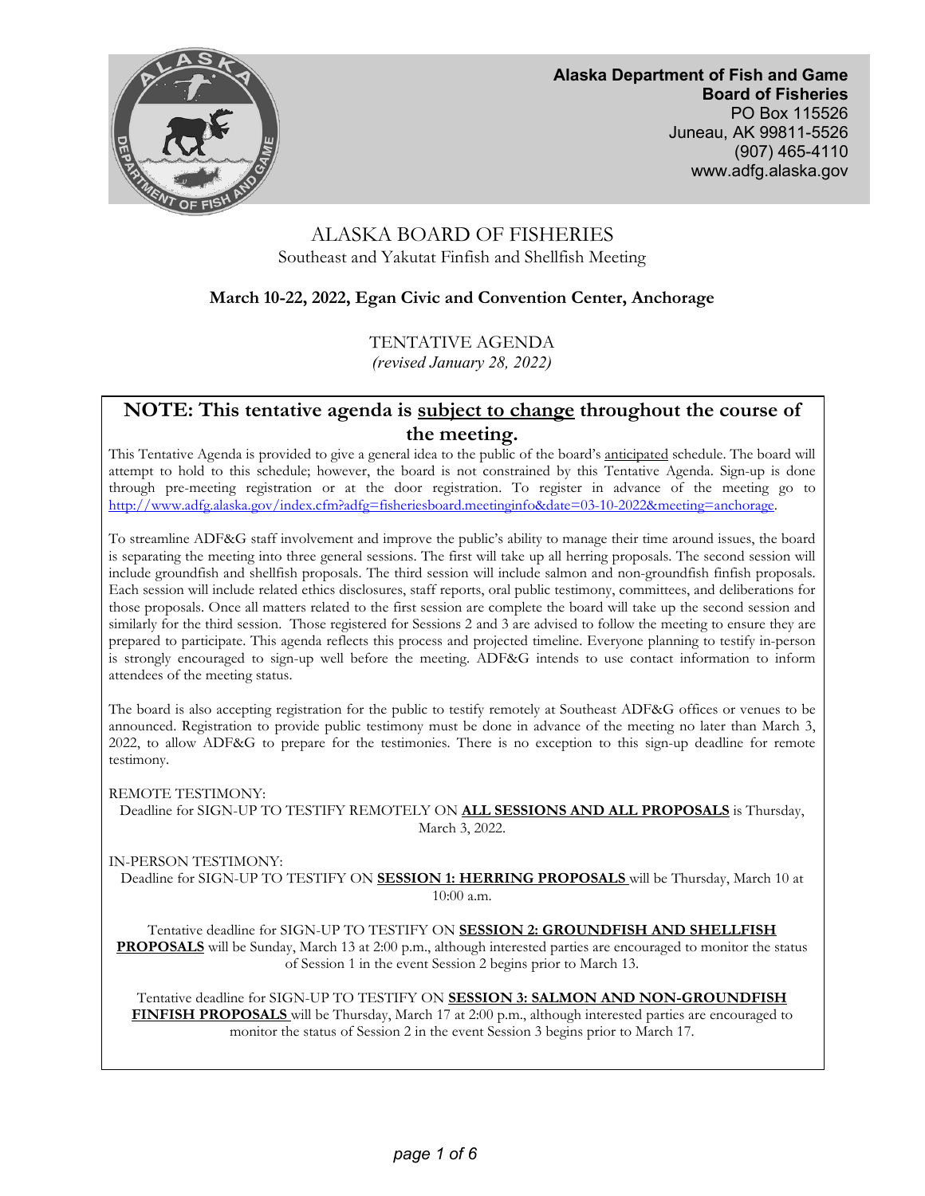**Alaska Department of Fish and Game**
**Board of Fisheries**
PO Box 115526
Juneau, AK 99811-5526
(907) 465-4110
www.adfg.alaska.gov

# ALASKA BOARD OF FISHERIES

Southeast and Yakutat Finfish and Shellfish Meeting

**March 10-22, 2022, Egan Civic and Convention Center, Anchorage**

TENTATIVE AGENDA
*(revised January 28, 2022)*

## NOTE: This tentative agenda is subject to change throughout the course of the meeting.

This Tentative Agenda is provided to give a general idea to the public of the board's anticipated schedule. The board will attempt to hold to this schedule; however, the board is not constrained by this Tentative Agenda. Sign-up is done through pre-meeting registration or at the door registration. To register in advance of the meeting go to http://www.adfg.alaska.gov/index.cfm?adfg=fisheriesboard.meetinginfo&date=03-10-2022&meeting=anchorage.

To streamline ADF&G staff involvement and improve the public's ability to manage their time around issues, the board is separating the meeting into three general sessions. The first will take up all herring proposals. The second session will include groundfish and shellfish proposals. The third session will include salmon and non-groundfish finfish proposals. Each session will include related ethics disclosures, staff reports, oral public testimony, committees, and deliberations for those proposals. Once all matters related to the first session are complete the board will take up the second session and similarly for the third session. Those registered for Sessions 2 and 3 are advised to follow the meeting to ensure they are prepared to participate. This agenda reflects this process and projected timeline. Everyone planning to testify in-person is strongly encouraged to sign-up well before the meeting. ADF&G intends to use contact information to inform attendees of the meeting status.

The board is also accepting registration for the public to testify remotely at Southeast ADF&G offices or venues to be announced. Registration to provide public testimony must be done in advance of the meeting no later than March 3, 2022, to allow ADF&G to prepare for the testimonies. There is no exception to this sign-up deadline for remote testimony.

REMOTE TESTIMONY:
Deadline for SIGN-UP TO TESTIFY REMOTELY ON **ALL SESSIONS AND ALL PROPOSALS** is Thursday, March 3, 2022.

IN-PERSON TESTIMONY:
Deadline for SIGN-UP TO TESTIFY ON **SESSION 1: HERRING PROPOSALS** will be Thursday, March 10 at 10:00 a.m.

Tentative deadline for SIGN-UP TO TESTIFY ON **SESSION 2: GROUNDFISH AND SHELLFISH PROPOSALS** will be Sunday, March 13 at 2:00 p.m., although interested parties are encouraged to monitor the status of Session 1 in the event Session 2 begins prior to March 13.

Tentative deadline for SIGN-UP TO TESTIFY ON **SESSION 3: SALMON AND NON-GROUNDFISH FINFISH PROPOSALS** will be Thursday, March 17 at 2:00 p.m., although interested parties are encouraged to monitor the status of Session 2 in the event Session 3 begins prior to March 17.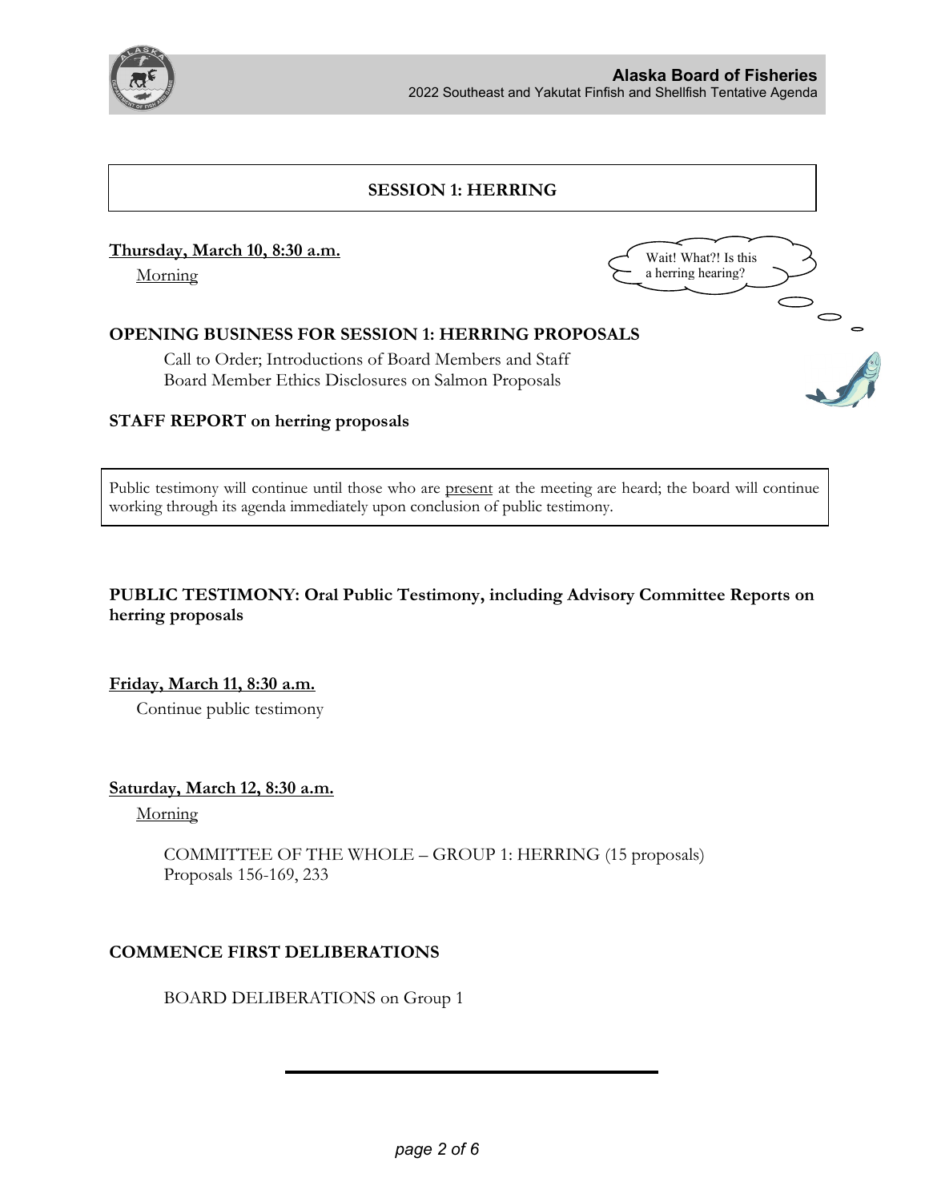## SESSION 1: HERRING

**Thursday, March 10, 8:30 a.m.**

Morning

Wait! What?! Is this a herring hearing?

### OPENING BUSINESS FOR SESSION 1: HERRING PROPOSALS

Call to Order; Introductions of Board Members and Staff
Board Member Ethics Disclosures on Salmon Proposals

### STAFF REPORT on herring proposals

Public testimony will continue until those who are present at the meeting are heard; the board will continue working through its agenda immediately upon conclusion of public testimony.

### PUBLIC TESTIMONY: Oral Public Testimony, including Advisory Committee Reports on herring proposals

**Friday, March 11, 8:30 a.m.**

Continue public testimony

**Saturday, March 12, 8:30 a.m.**

Morning

COMMITTEE OF THE WHOLE – GROUP 1: HERRING (15 proposals)
Proposals 156-169, 233

### COMMENCE FIRST DELIBERATIONS

BOARD DELIBERATIONS on Group 1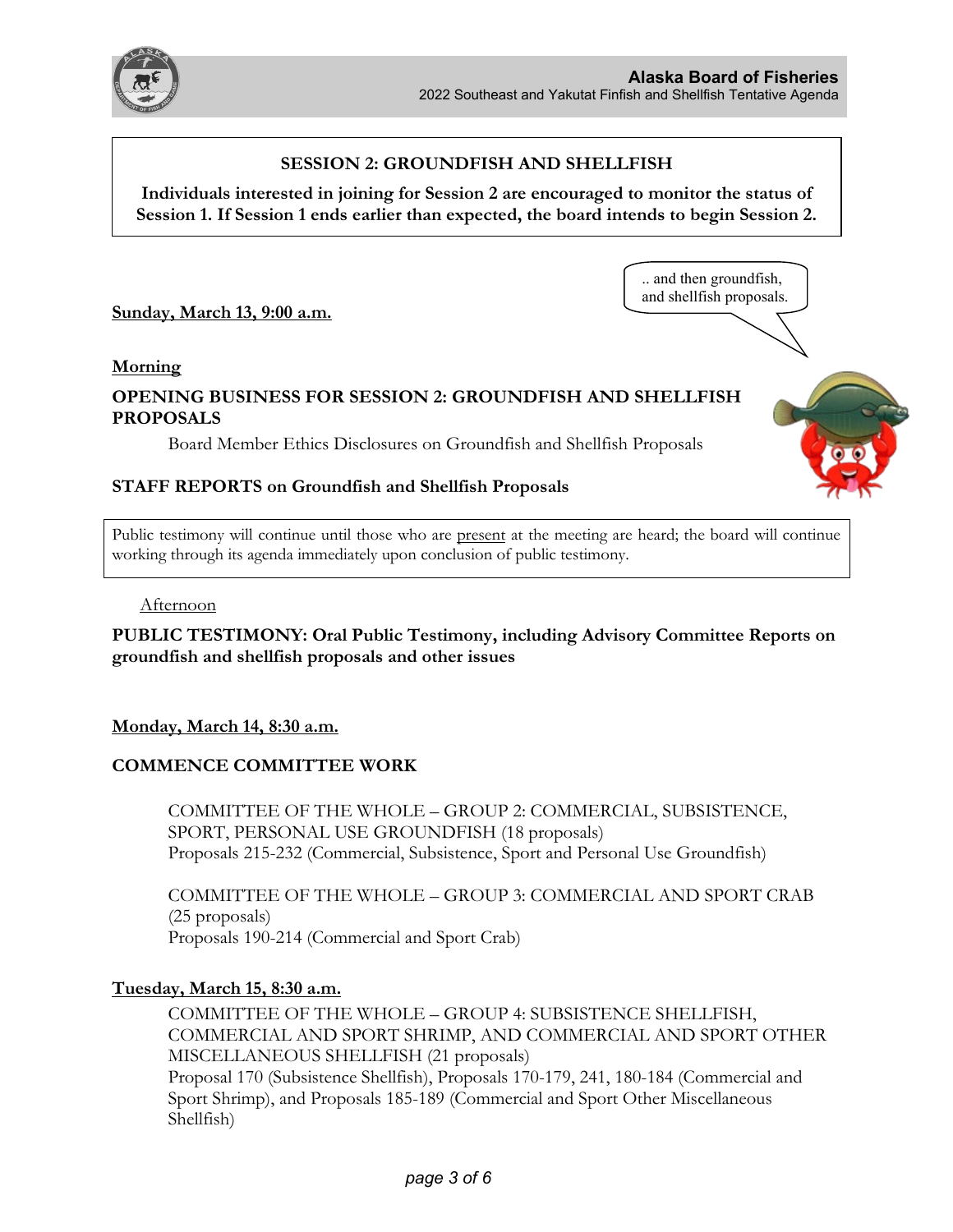**SESSION 2: GROUNDFISH AND SHELLFISH**

**Individuals interested in joining for Session 2 are encouraged to monitor the status of Session 1. If Session 1 ends earlier than expected, the board intends to begin Session 2.**

.. and then groundfish, and shellfish proposals.

**Sunday, March 13, 9:00 a.m.**

**Morning**

**OPENING BUSINESS FOR SESSION 2: GROUNDFISH AND SHELLFISH PROPOSALS**

Board Member Ethics Disclosures on Groundfish and Shellfish Proposals

**STAFF REPORTS on Groundfish and Shellfish Proposals**

Public testimony will continue until those who are present at the meeting are heard; the board will continue working through its agenda immediately upon conclusion of public testimony.

Afternoon

**PUBLIC TESTIMONY: Oral Public Testimony, including Advisory Committee Reports on groundfish and shellfish proposals and other issues**

**Monday, March 14, 8:30 a.m.**

**COMMENCE COMMITTEE WORK**

COMMITTEE OF THE WHOLE – GROUP 2: COMMERCIAL, SUBSISTENCE, SPORT, PERSONAL USE GROUNDFISH (18 proposals)
Proposals 215-232 (Commercial, Subsistence, Sport and Personal Use Groundfish)

COMMITTEE OF THE WHOLE – GROUP 3: COMMERCIAL AND SPORT CRAB (25 proposals)
Proposals 190-214 (Commercial and Sport Crab)

**Tuesday, March 15, 8:30 a.m.**

COMMITTEE OF THE WHOLE – GROUP 4: SUBSISTENCE SHELLFISH, COMMERCIAL AND SPORT SHRIMP, AND COMMERCIAL AND SPORT OTHER MISCELLANEOUS SHELLFISH (21 proposals)
Proposal 170 (Subsistence Shellfish), Proposals 170-179, 241, 180-184 (Commercial and Sport Shrimp), and Proposals 185-189 (Commercial and Sport Other Miscellaneous Shellfish)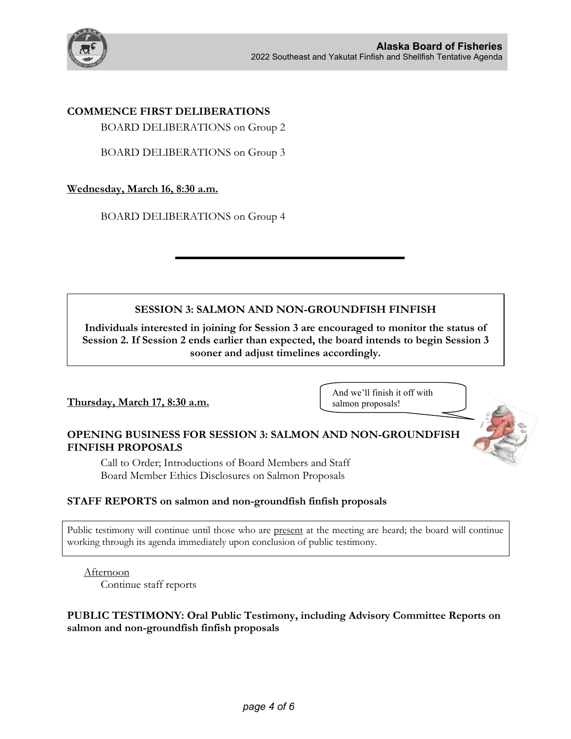**COMMENCE FIRST DELIBERATIONS**

BOARD DELIBERATIONS on Group 2

BOARD DELIBERATIONS on Group 3

**Wednesday, March 16, 8:30 a.m.**

BOARD DELIBERATIONS on Group 4

---

**SESSION 3: SALMON AND NON-GROUNDFISH FINFISH**

**Individuals interested in joining for Session 3 are encouraged to monitor the status of Session 2. If Session 2 ends earlier than expected, the board intends to begin Session 3 sooner and adjust timelines accordingly.**

**Thursday, March 17, 8:30 a.m.**

And we'll finish it off with salmon proposals!

**OPENING BUSINESS FOR SESSION 3: SALMON AND NON-GROUNDFISH FINFISH PROPOSALS**

Call to Order; Introductions of Board Members and Staff
Board Member Ethics Disclosures on Salmon Proposals

**STAFF REPORTS on salmon and non-groundfish finfish proposals**

Public testimony will continue until those who are present at the meeting are heard; the board will continue working through its agenda immediately upon conclusion of public testimony.

Afternoon
Continue staff reports

**PUBLIC TESTIMONY: Oral Public Testimony, including Advisory Committee Reports on salmon and non-groundfish finfish proposals**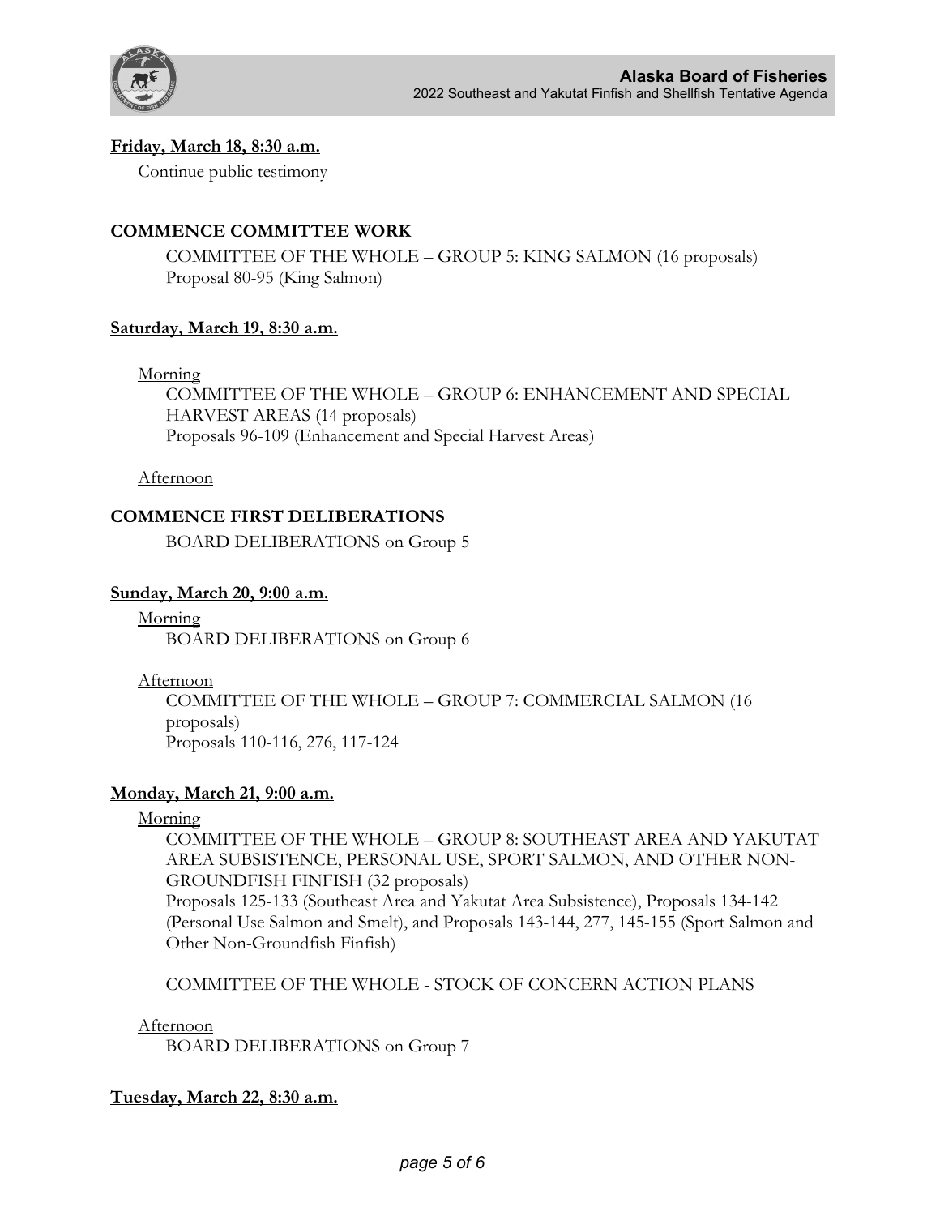**Friday, March 18, 8:30 a.m.**

Continue public testimony

**COMMENCE COMMITTEE WORK**

COMMITTEE OF THE WHOLE – GROUP 5: KING SALMON (16 proposals)
Proposal 80-95 (King Salmon)

**Saturday, March 19, 8:30 a.m.**

Morning

COMMITTEE OF THE WHOLE – GROUP 6: ENHANCEMENT AND SPECIAL HARVEST AREAS (14 proposals)
Proposals 96-109 (Enhancement and Special Harvest Areas)

Afternoon

**COMMENCE FIRST DELIBERATIONS**

BOARD DELIBERATIONS on Group 5

**Sunday, March 20, 9:00 a.m.**

Morning

BOARD DELIBERATIONS on Group 6

Afternoon

COMMITTEE OF THE WHOLE – GROUP 7: COMMERCIAL SALMON (16 proposals)
Proposals 110-116, 276, 117-124

**Monday, March 21, 9:00 a.m.**

Morning

COMMITTEE OF THE WHOLE – GROUP 8: SOUTHEAST AREA AND YAKUTAT AREA SUBSISTENCE, PERSONAL USE, SPORT SALMON, AND OTHER NON-GROUNDFISH FINFISH (32 proposals)
Proposals 125-133 (Southeast Area and Yakutat Area Subsistence), Proposals 134-142 (Personal Use Salmon and Smelt), and Proposals 143-144, 277, 145-155 (Sport Salmon and Other Non-Groundfish Finfish)

COMMITTEE OF THE WHOLE - STOCK OF CONCERN ACTION PLANS

Afternoon

BOARD DELIBERATIONS on Group 7

**Tuesday, March 22, 8:30 a.m.**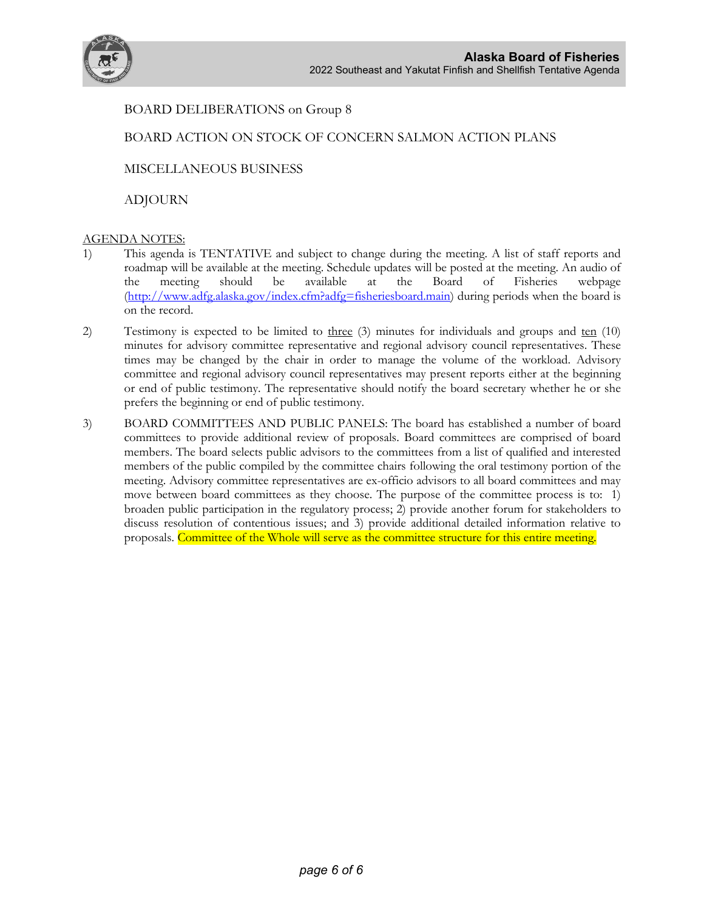BOARD DELIBERATIONS on Group 8

BOARD ACTION ON STOCK OF CONCERN SALMON ACTION PLANS

MISCELLANEOUS BUSINESS

ADJOURN

AGENDA NOTES:

1) This agenda is TENTATIVE and subject to change during the meeting. A list of staff reports and roadmap will be available at the meeting. Schedule updates will be posted at the meeting. An audio of the meeting should be available at the Board of Fisheries webpage (http://www.adfg.alaska.gov/index.cfm?adfg=fisheriesboard.main) during periods when the board is on the record.

2) Testimony is expected to be limited to three (3) minutes for individuals and groups and ten (10) minutes for advisory committee representative and regional advisory council representatives. These times may be changed by the chair in order to manage the volume of the workload. Advisory committee and regional advisory council representatives may present reports either at the beginning or end of public testimony. The representative should notify the board secretary whether he or she prefers the beginning or end of public testimony.

3) BOARD COMMITTEES AND PUBLIC PANELS: The board has established a number of board committees to provide additional review of proposals. Board committees are comprised of board members. The board selects public advisors to the committees from a list of qualified and interested members of the public compiled by the committee chairs following the oral testimony portion of the meeting. Advisory committee representatives are ex-officio advisors to all board committees and may move between board committees as they choose. The purpose of the committee process is to: 1) broaden public participation in the regulatory process; 2) provide another forum for stakeholders to discuss resolution of contentious issues; and 3) provide additional detailed information relative to proposals. Committee of the Whole will serve as the committee structure for this entire meeting.